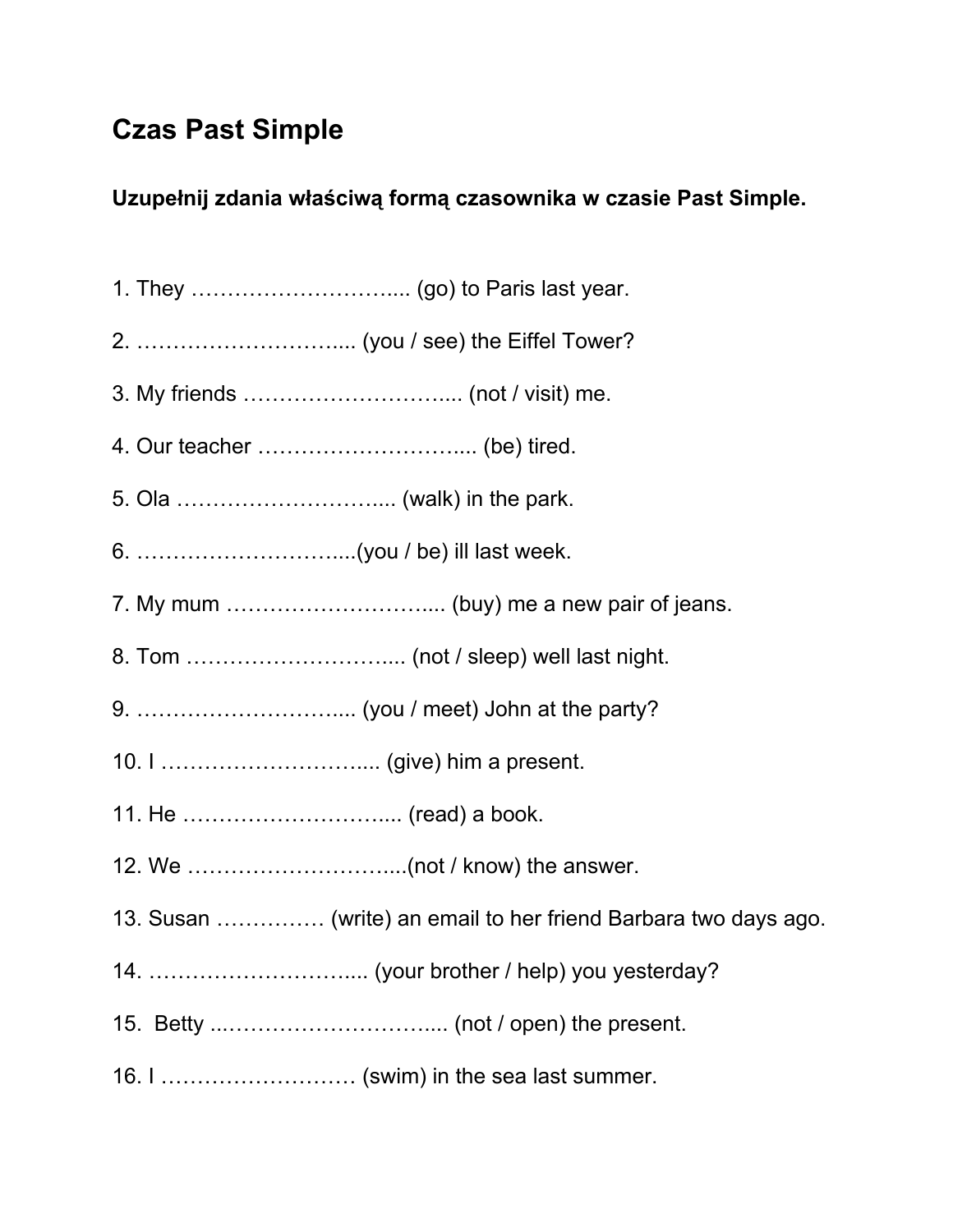# Czas Past Simple

**Uzupełnij zdania właściwą formą czasownika w czasie Past Simple.**

1. They ……………………….... (go) to Paris last year.

2. ……………………….... (you / see) the Eiffel Tower?

3. My friends ……………………….... (not / visit) me.

4. Our teacher ……………………….... (be) tired.

5. Ola ……………………….... (walk) in the park.

6. ……………………….....(you / be) ill last week.

7. My mum ……………………….... (buy) me a new pair of jeans.

8. Tom ……………………….... (not / sleep) well last night.

9. ……………………….... (you / meet) John at the party?

10. I ……………………….... (give) him a present.

11. He ……………………….... (read) a book.

12. We ……………………….....(not / know) the answer.

13. Susan …………… (write) an email to her friend Barbara two days ago.

14. ……………………….... (your brother / help) you yesterday?

15. Betty ...……………………….... (not / open) the present.

16. I ……………………… (swim) in the sea last summer.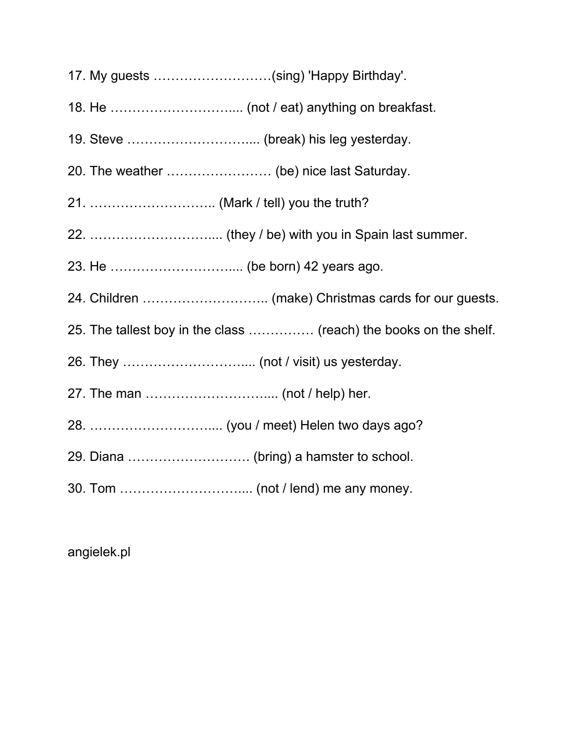17. My guests ………………………(sing) 'Happy Birthday'.

18. He ………………………... (not / eat) anything on breakfast.

19. Steve ………………………... (break) his leg yesterday.

20. The weather …………………… (be) nice last Saturday.

21. ……………………….. (Mark / tell) you the truth?

22. ………………………... (they / be) with you in Spain last summer.

23. He ………………………... (be born) 42 years ago.

24. Children ……………………….. (make) Christmas cards for our guests.

25. The tallest boy in the class …………… (reach) the books on the shelf.

26. They ………………………... (not / visit) us yesterday.

27. The man ………………………... (not / help) her.

28. ………………………... (you / meet) Helen two days ago?

29. Diana ………………………. (bring) a hamster to school.

30. Tom ………………………... (not / lend) me any money.

angielek.pl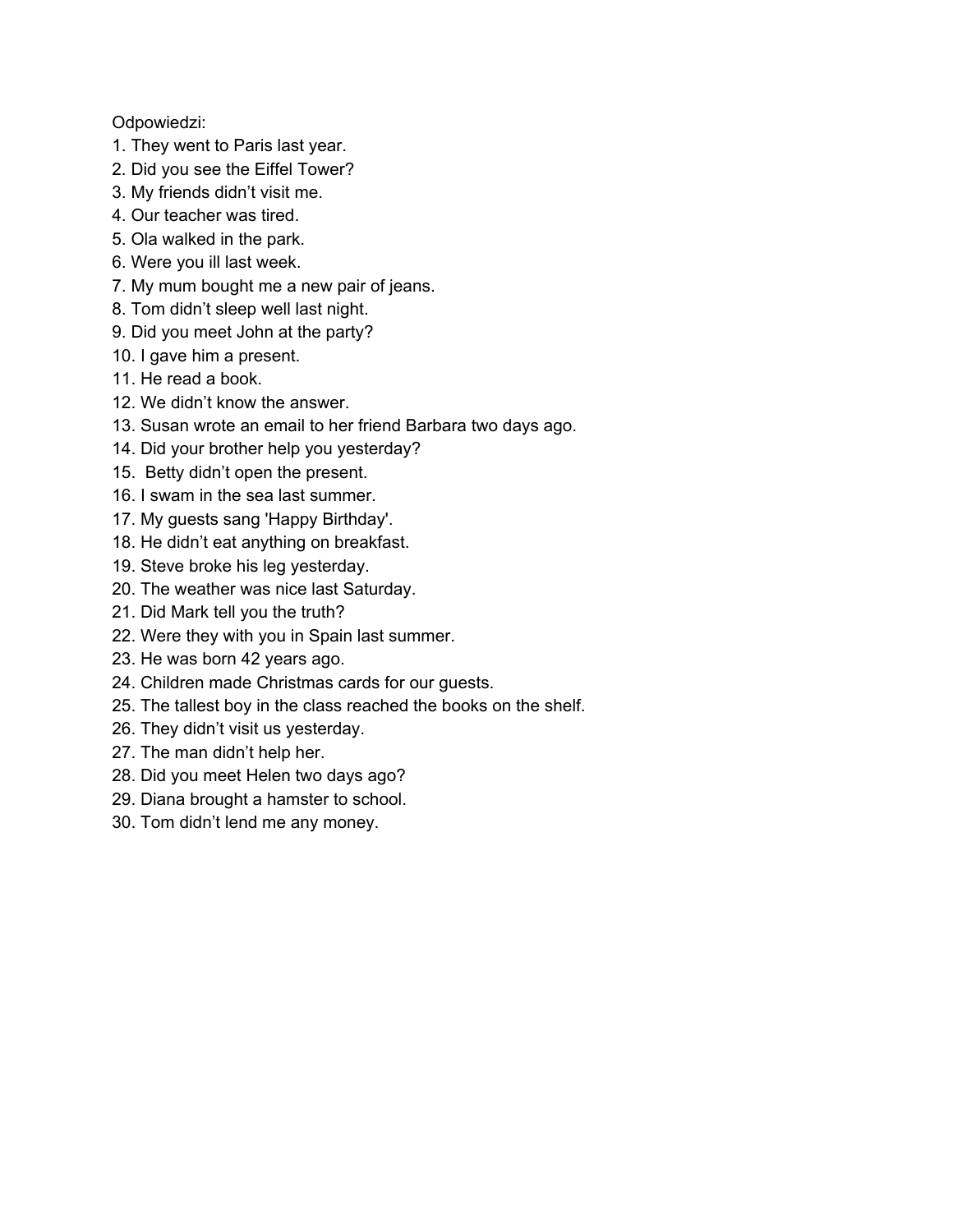Odpowiedzi:

1. They went to Paris last year.
2. Did you see the Eiffel Tower?
3. My friends didn't visit me.
4. Our teacher was tired.
5. Ola walked in the park.
6. Were you ill last week.
7. My mum bought me a new pair of jeans.
8. Tom didn't sleep well last night.
9. Did you meet John at the party?
10. I gave him a present.
11. He read a book.
12. We didn't know the answer.
13. Susan wrote an email to her friend Barbara two days ago.
14. Did your brother help you yesterday?
15. Betty didn't open the present.
16. I swam in the sea last summer.
17. My guests sang 'Happy Birthday'.
18. He didn't eat anything on breakfast.
19. Steve broke his leg yesterday.
20. The weather was nice last Saturday.
21. Did Mark tell you the truth?
22. Were they with you in Spain last summer.
23. He was born 42 years ago.
24. Children made Christmas cards for our guests.
25. The tallest boy in the class reached the books on the shelf.
26. They didn't visit us yesterday.
27. The man didn't help her.
28. Did you meet Helen two days ago?
29. Diana brought a hamster to school.
30. Tom didn't lend me any money.